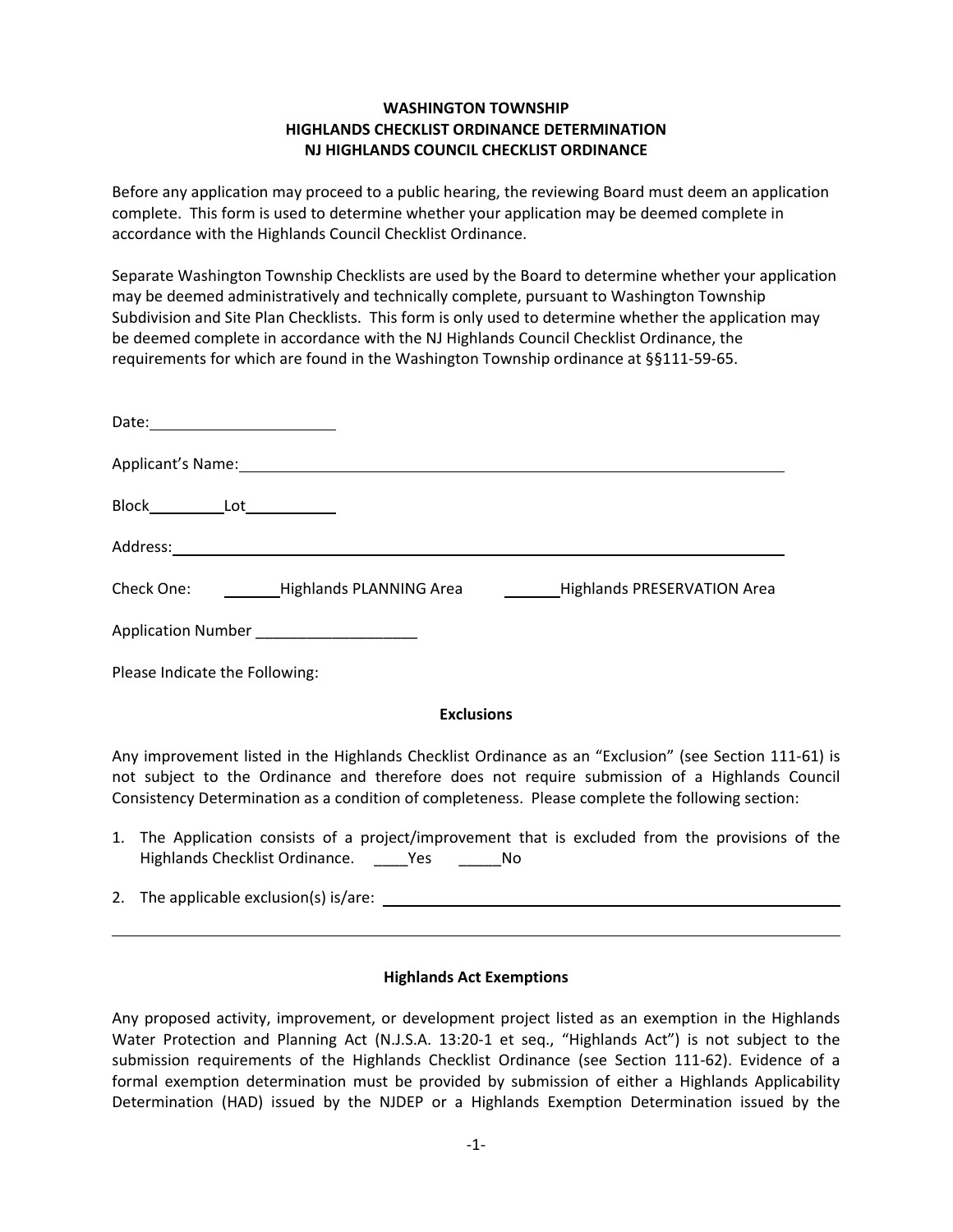**WASHINGTON TOWNSHIP**
**HIGHLANDS CHECKLIST ORDINANCE DETERMINATION**
**NJ HIGHLANDS COUNCIL CHECKLIST ORDINANCE**

Before any application may proceed to a public hearing, the reviewing Board must deem an application complete. This form is used to determine whether your application may be deemed complete in accordance with the Highlands Council Checklist Ordinance.

Separate Washington Township Checklists are used by the Board to determine whether your application may be deemed administratively and technically complete, pursuant to Washington Township Subdivision and Site Plan Checklists. This form is only used to determine whether the application may be deemed complete in accordance with the NJ Highlands Council Checklist Ordinance, the requirements for which are found in the Washington Township ordinance at §§111-59-65.

Date: ______________________

Applicant's Name: ____________________________________________________________

Block __________ Lot ___________

Address: ______________________________________________________________________

Check One: _______ Highlands PLANNING Area _______ Highlands PRESERVATION Area

Application Number ___________________

Please Indicate the Following:

**Exclusions**

Any improvement listed in the Highlands Checklist Ordinance as an "Exclusion" (see Section 111-61) is not subject to the Ordinance and therefore does not require submission of a Highlands Council Consistency Determination as a condition of completeness. Please complete the following section:

1. The Application consists of a project/improvement that is excluded from the provisions of the Highlands Checklist Ordinance. ____Yes _____No

2. The applicable exclusion(s) is/are: ____________________________________________________

________________________________________________________________________________

**Highlands Act Exemptions**

Any proposed activity, improvement, or development project listed as an exemption in the Highlands Water Protection and Planning Act (N.J.S.A. 13:20-1 et seq., "Highlands Act") is not subject to the submission requirements of the Highlands Checklist Ordinance (see Section 111-62). Evidence of a formal exemption determination must be provided by submission of either a Highlands Applicability Determination (HAD) issued by the NJDEP or a Highlands Exemption Determination issued by the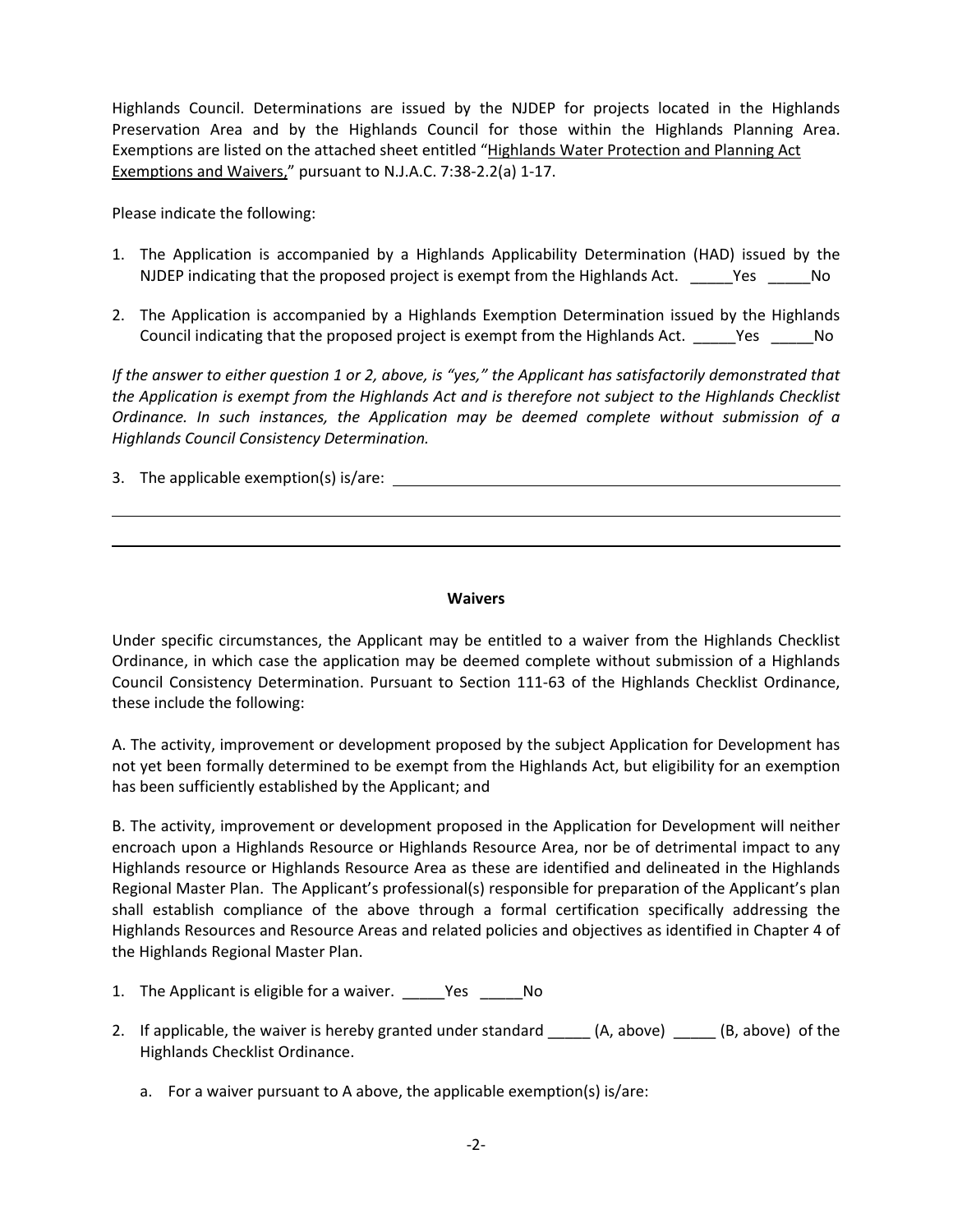Highlands Council. Determinations are issued by the NJDEP for projects located in the Highlands Preservation Area and by the Highlands Council for those within the Highlands Planning Area. Exemptions are listed on the attached sheet entitled "<u>Highlands Water Protection and Planning Act Exemptions and Waivers</u>," pursuant to N.J.A.C. 7:38-2.2(a) 1-17.

Please indicate the following:

1. The Application is accompanied by a Highlands Applicability Determination (HAD) issued by the NJDEP indicating that the proposed project is exempt from the Highlands Act. _____Yes _____No

2. The Application is accompanied by a Highlands Exemption Determination issued by the Highlands Council indicating that the proposed project is exempt from the Highlands Act. _____Yes _____No

*If the answer to either question 1 or 2, above, is "yes," the Applicant has satisfactorily demonstrated that the Application is exempt from the Highlands Act and is therefore not subject to the Highlands Checklist Ordinance. In such instances, the Application may be deemed complete without submission of a Highlands Council Consistency Determination.*

3. The applicable exemption(s) is/are: ______________________________________________

______________________________________________________________________________

______________________________________________________________________________

**Waivers**

Under specific circumstances, the Applicant may be entitled to a waiver from the Highlands Checklist Ordinance, in which case the application may be deemed complete without submission of a Highlands Council Consistency Determination. Pursuant to Section 111-63 of the Highlands Checklist Ordinance, these include the following:

A. The activity, improvement or development proposed by the subject Application for Development has not yet been formally determined to be exempt from the Highlands Act, but eligibility for an exemption has been sufficiently established by the Applicant; and

B. The activity, improvement or development proposed in the Application for Development will neither encroach upon a Highlands Resource or Highlands Resource Area, nor be of detrimental impact to any Highlands resource or Highlands Resource Area as these are identified and delineated in the Highlands Regional Master Plan. The Applicant's professional(s) responsible for preparation of the Applicant's plan shall establish compliance of the above through a formal certification specifically addressing the Highlands Resources and Resource Areas and related policies and objectives as identified in Chapter 4 of the Highlands Regional Master Plan.

1. The Applicant is eligible for a waiver. _____Yes _____No

2. If applicable, the waiver is hereby granted under standard _____ (A, above) _____ (B, above) of the Highlands Checklist Ordinance.

   a. For a waiver pursuant to A above, the applicable exemption(s) is/are: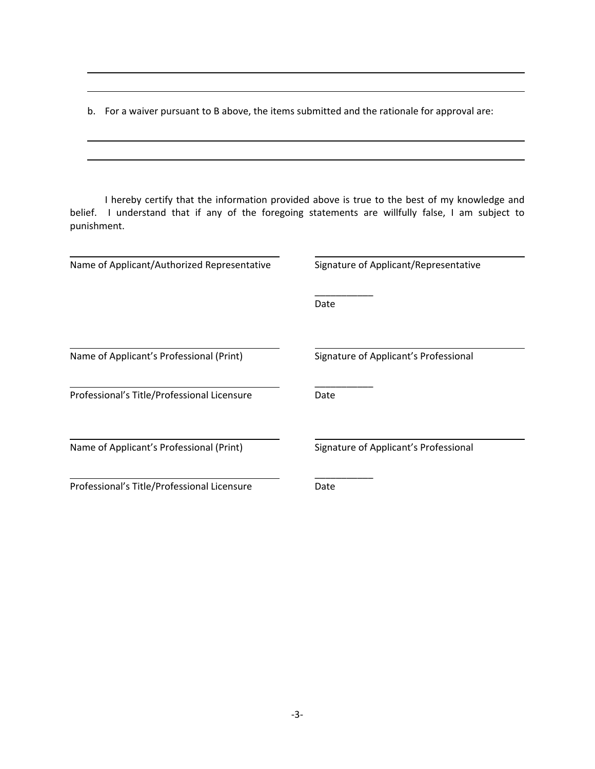______________________________________________________________________________

______________________________________________________________________________

b. For a waiver pursuant to B above, the items submitted and the rationale for approval are:

______________________________________________________________________________

______________________________________________________________________________

I hereby certify that the information provided above is true to the best of my knowledge and belief. I understand that if any of the foregoing statements are willfully false, I am subject to punishment.

| | |
|---|---|
| ______________________________ | ______________________________ |
| Name of Applicant/Authorized Representative | Signature of Applicant/Representative |
| | ___________ |
| | Date |
| ______________________________ | ______________________________ |
| Name of Applicant's Professional (Print) | Signature of Applicant's Professional |
| ______________________________ | ___________ |
| Professional's Title/Professional Licensure | Date |
| ______________________________ | ______________________________ |
| Name of Applicant's Professional (Print) | Signature of Applicant's Professional |
| ______________________________ | ___________ |
| Professional's Title/Professional Licensure | Date |